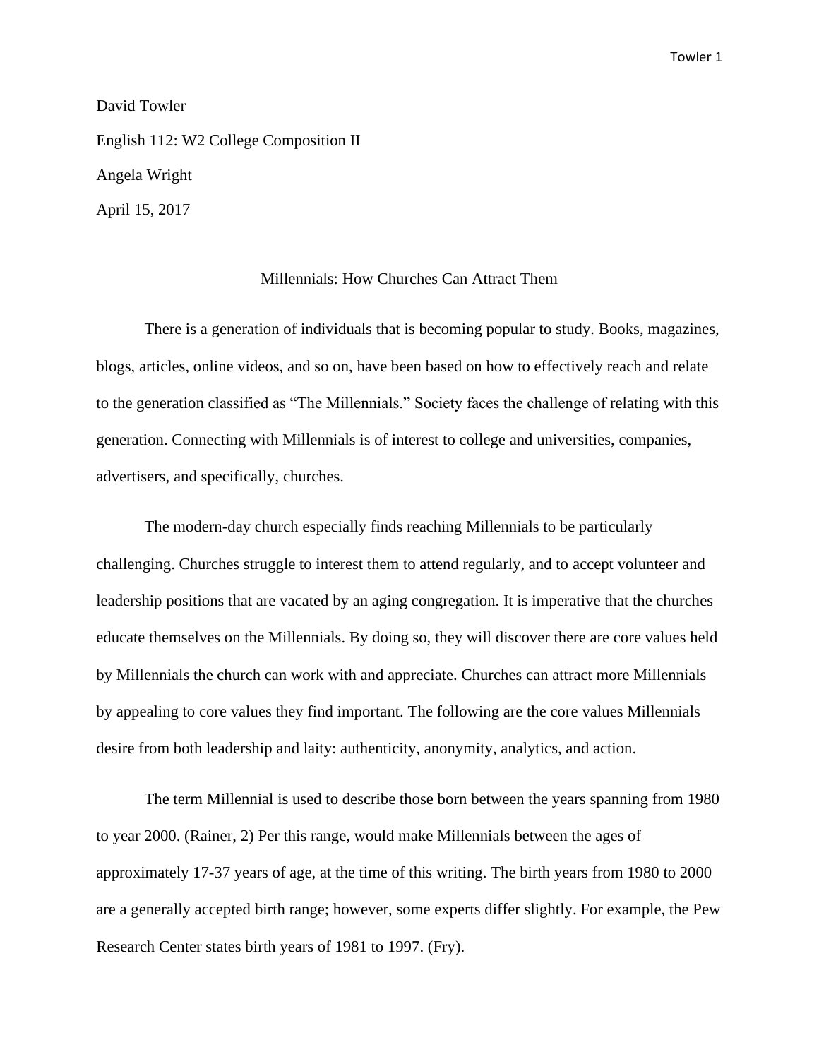David Towler

English 112: W2 College Composition II

Angela Wright

April 15, 2017

# Millennials: How Churches Can Attract Them

There is a generation of individuals that is becoming popular to study. Books, magazines, blogs, articles, online videos, and so on, have been based on how to effectively reach and relate to the generation classified as "The Millennials." Society faces the challenge of relating with this generation. Connecting with Millennials is of interest to college and universities, companies, advertisers, and specifically, churches.

The modern-day church especially finds reaching Millennials to be particularly challenging. Churches struggle to interest them to attend regularly, and to accept volunteer and leadership positions that are vacated by an aging congregation. It is imperative that the churches educate themselves on the Millennials. By doing so, they will discover there are core values held by Millennials the church can work with and appreciate. Churches can attract more Millennials by appealing to core values they find important. The following are the core values Millennials desire from both leadership and laity: authenticity, anonymity, analytics, and action.

The term Millennial is used to describe those born between the years spanning from 1980 to year 2000. (Rainer, 2) Per this range, would make Millennials between the ages of approximately 17-37 years of age, at the time of this writing. The birth years from 1980 to 2000 are a generally accepted birth range; however, some experts differ slightly. For example, the Pew Research Center states birth years of 1981 to 1997. (Fry).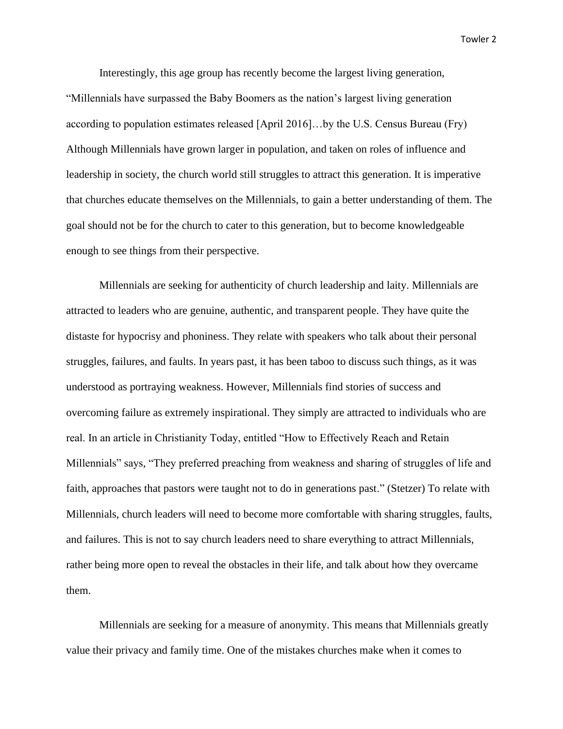Interestingly, this age group has recently become the largest living generation, "Millennials have surpassed the Baby Boomers as the nation's largest living generation according to population estimates released [April 2016]…by the U.S. Census Bureau (Fry) Although Millennials have grown larger in population, and taken on roles of influence and leadership in society, the church world still struggles to attract this generation. It is imperative that churches educate themselves on the Millennials, to gain a better understanding of them. The goal should not be for the church to cater to this generation, but to become knowledgeable enough to see things from their perspective.

Millennials are seeking for authenticity of church leadership and laity. Millennials are attracted to leaders who are genuine, authentic, and transparent people. They have quite the distaste for hypocrisy and phoniness. They relate with speakers who talk about their personal struggles, failures, and faults. In years past, it has been taboo to discuss such things, as it was understood as portraying weakness. However, Millennials find stories of success and overcoming failure as extremely inspirational. They simply are attracted to individuals who are real. In an article in Christianity Today, entitled "How to Effectively Reach and Retain Millennials" says, "They preferred preaching from weakness and sharing of struggles of life and faith, approaches that pastors were taught not to do in generations past." (Stetzer) To relate with Millennials, church leaders will need to become more comfortable with sharing struggles, faults, and failures. This is not to say church leaders need to share everything to attract Millennials, rather being more open to reveal the obstacles in their life, and talk about how they overcame them.

Millennials are seeking for a measure of anonymity. This means that Millennials greatly value their privacy and family time. One of the mistakes churches make when it comes to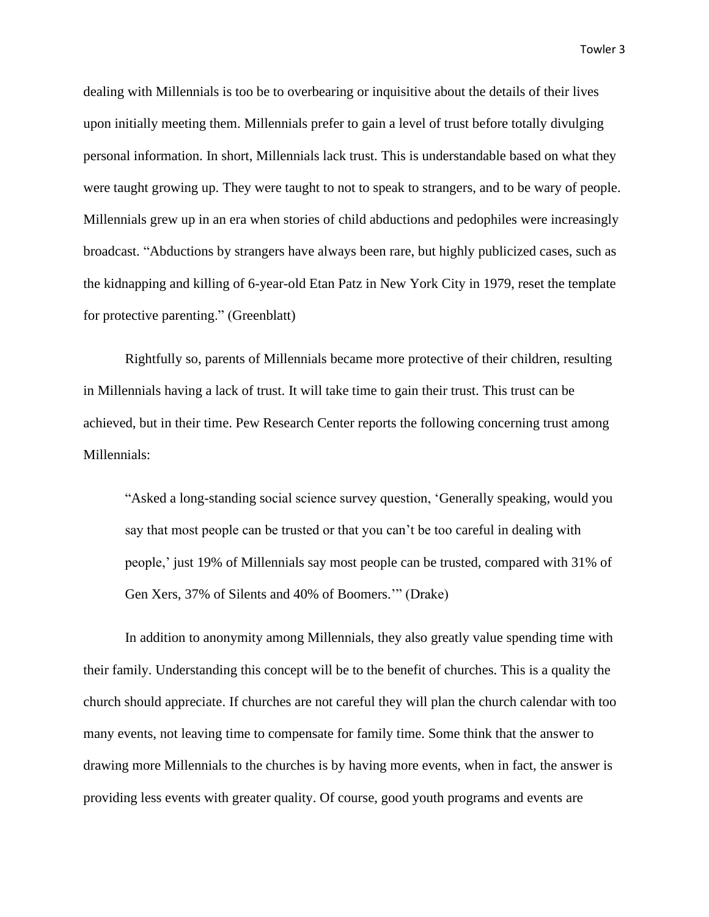dealing with Millennials is too be to overbearing or inquisitive about the details of their lives upon initially meeting them. Millennials prefer to gain a level of trust before totally divulging personal information. In short, Millennials lack trust. This is understandable based on what they were taught growing up. They were taught to not to speak to strangers, and to be wary of people. Millennials grew up in an era when stories of child abductions and pedophiles were increasingly broadcast. "Abductions by strangers have always been rare, but highly publicized cases, such as the kidnapping and killing of 6-year-old Etan Patz in New York City in 1979, reset the template for protective parenting." (Greenblatt)

Rightfully so, parents of Millennials became more protective of their children, resulting in Millennials having a lack of trust. It will take time to gain their trust. This trust can be achieved, but in their time. Pew Research Center reports the following concerning trust among Millennials:

> "Asked a long-standing social science survey question, 'Generally speaking, would you say that most people can be trusted or that you can't be too careful in dealing with people,' just 19% of Millennials say most people can be trusted, compared with 31% of Gen Xers, 37% of Silents and 40% of Boomers.'" (Drake)

In addition to anonymity among Millennials, they also greatly value spending time with their family. Understanding this concept will be to the benefit of churches. This is a quality the church should appreciate. If churches are not careful they will plan the church calendar with too many events, not leaving time to compensate for family time. Some think that the answer to drawing more Millennials to the churches is by having more events, when in fact, the answer is providing less events with greater quality. Of course, good youth programs and events are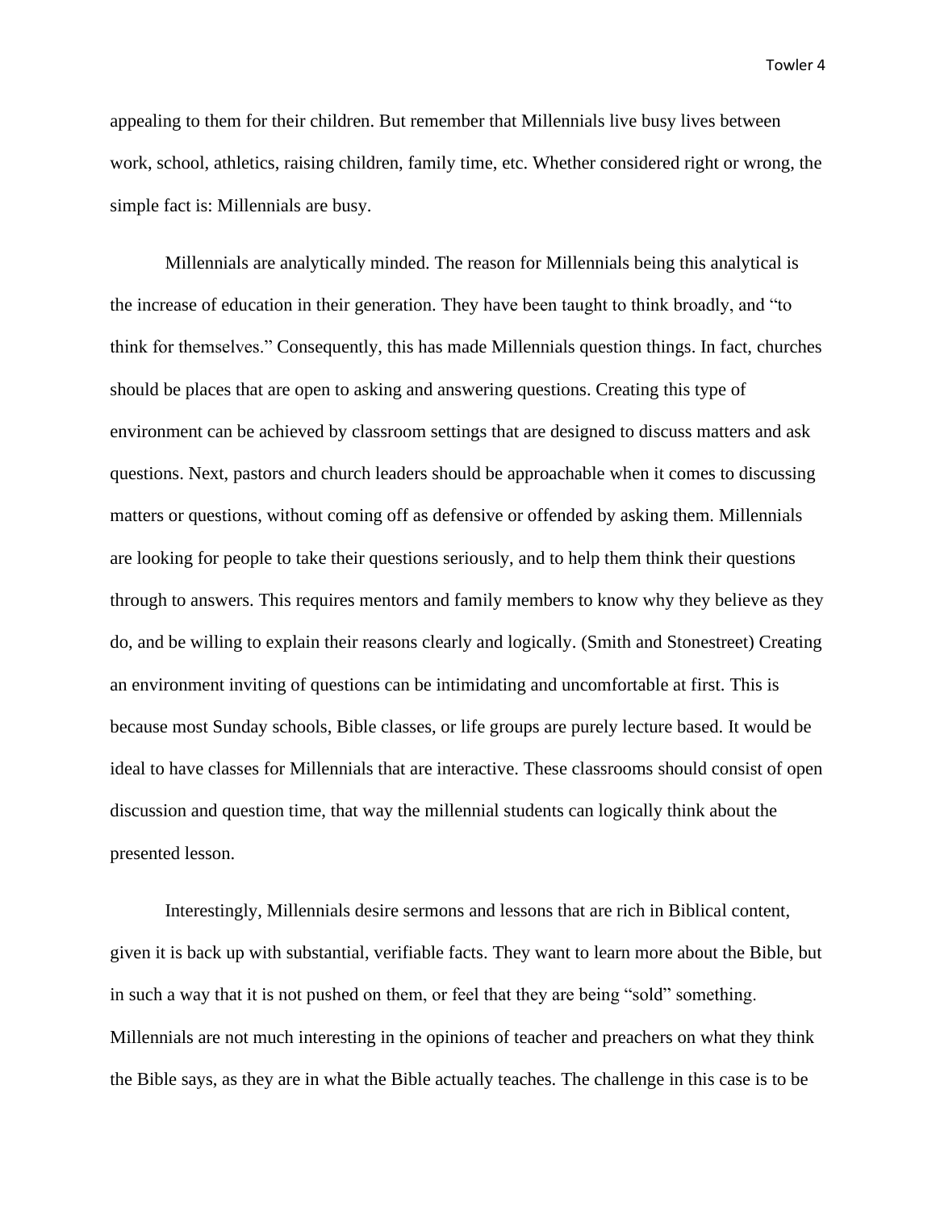appealing to them for their children. But remember that Millennials live busy lives between work, school, athletics, raising children, family time, etc. Whether considered right or wrong, the simple fact is: Millennials are busy.

Millennials are analytically minded. The reason for Millennials being this analytical is the increase of education in their generation. They have been taught to think broadly, and "to think for themselves." Consequently, this has made Millennials question things. In fact, churches should be places that are open to asking and answering questions. Creating this type of environment can be achieved by classroom settings that are designed to discuss matters and ask questions. Next, pastors and church leaders should be approachable when it comes to discussing matters or questions, without coming off as defensive or offended by asking them. Millennials are looking for people to take their questions seriously, and to help them think their questions through to answers. This requires mentors and family members to know why they believe as they do, and be willing to explain their reasons clearly and logically. (Smith and Stonestreet) Creating an environment inviting of questions can be intimidating and uncomfortable at first. This is because most Sunday schools, Bible classes, or life groups are purely lecture based. It would be ideal to have classes for Millennials that are interactive. These classrooms should consist of open discussion and question time, that way the millennial students can logically think about the presented lesson.

Interestingly, Millennials desire sermons and lessons that are rich in Biblical content, given it is back up with substantial, verifiable facts. They want to learn more about the Bible, but in such a way that it is not pushed on them, or feel that they are being "sold" something. Millennials are not much interesting in the opinions of teacher and preachers on what they think the Bible says, as they are in what the Bible actually teaches. The challenge in this case is to be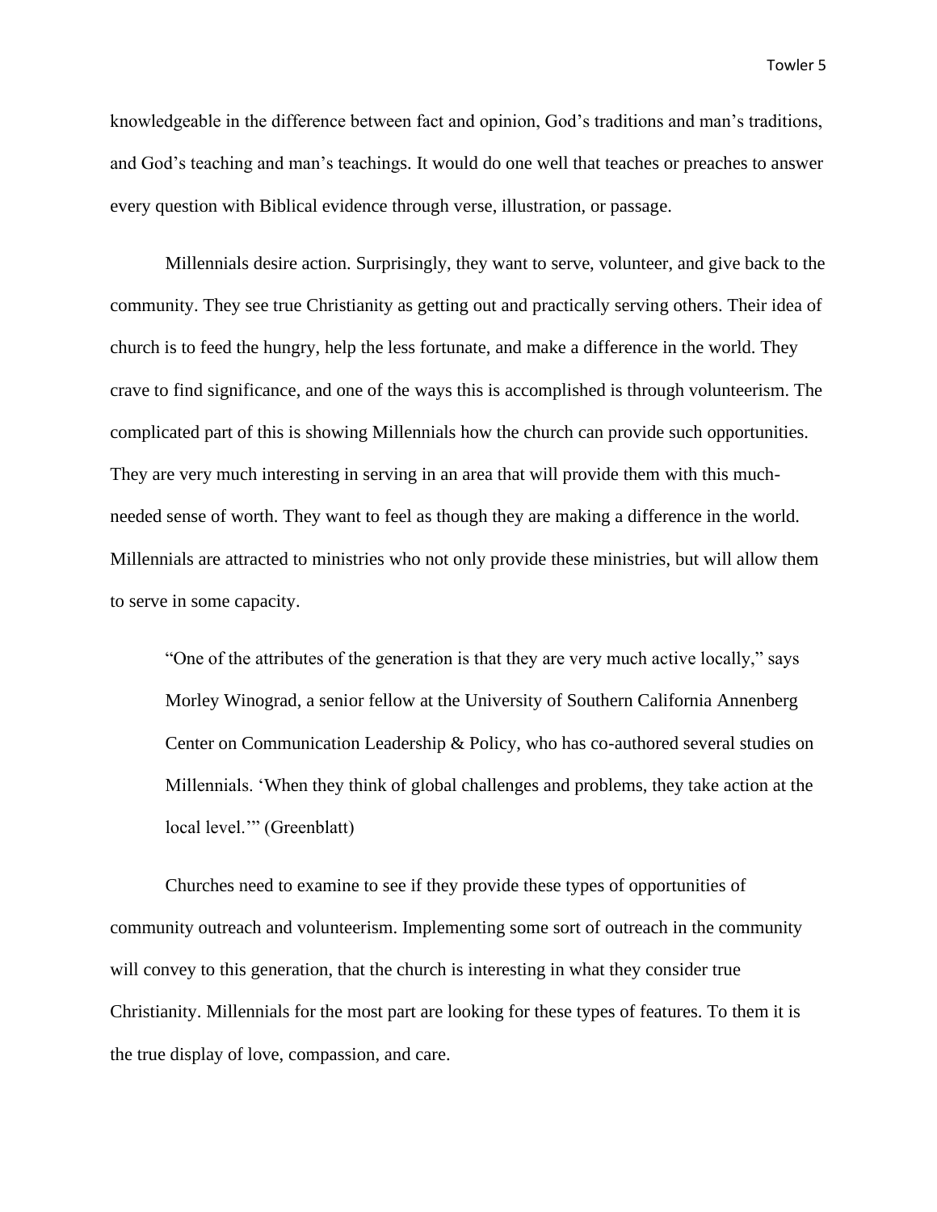knowledgeable in the difference between fact and opinion, God's traditions and man's traditions, and God's teaching and man's teachings. It would do one well that teaches or preaches to answer every question with Biblical evidence through verse, illustration, or passage.

Millennials desire action. Surprisingly, they want to serve, volunteer, and give back to the community. They see true Christianity as getting out and practically serving others. Their idea of church is to feed the hungry, help the less fortunate, and make a difference in the world. They crave to find significance, and one of the ways this is accomplished is through volunteerism. The complicated part of this is showing Millennials how the church can provide such opportunities. They are very much interesting in serving in an area that will provide them with this much-needed sense of worth. They want to feel as though they are making a difference in the world. Millennials are attracted to ministries who not only provide these ministries, but will allow them to serve in some capacity.

> "One of the attributes of the generation is that they are very much active locally," says Morley Winograd, a senior fellow at the University of Southern California Annenberg Center on Communication Leadership & Policy, who has co-authored several studies on Millennials. 'When they think of global challenges and problems, they take action at the local level.'" (Greenblatt)

Churches need to examine to see if they provide these types of opportunities of community outreach and volunteerism. Implementing some sort of outreach in the community will convey to this generation, that the church is interesting in what they consider true Christianity. Millennials for the most part are looking for these types of features. To them it is the true display of love, compassion, and care.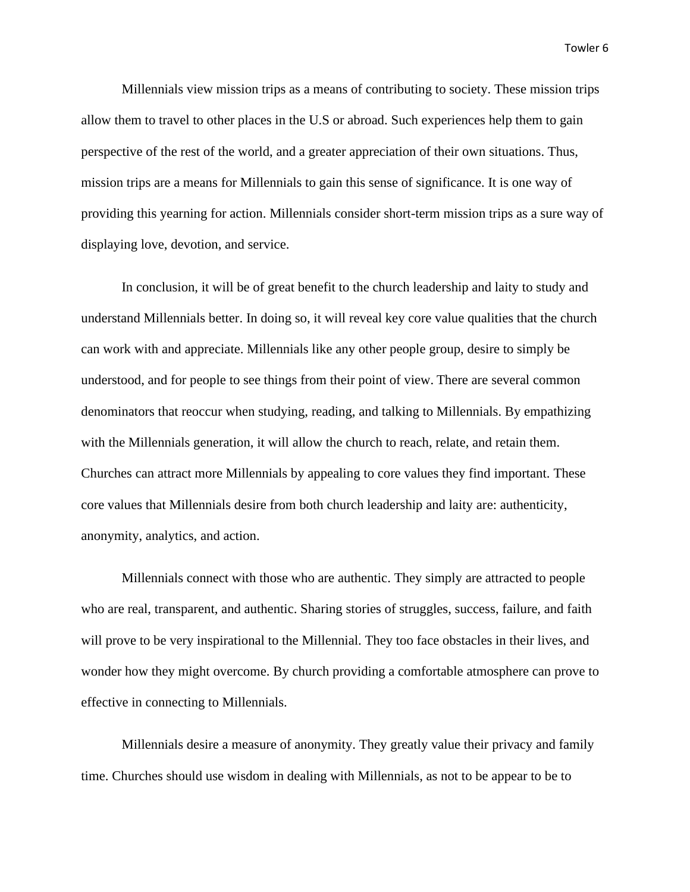Millennials view mission trips as a means of contributing to society. These mission trips allow them to travel to other places in the U.S or abroad. Such experiences help them to gain perspective of the rest of the world, and a greater appreciation of their own situations. Thus, mission trips are a means for Millennials to gain this sense of significance. It is one way of providing this yearning for action. Millennials consider short-term mission trips as a sure way of displaying love, devotion, and service.

In conclusion, it will be of great benefit to the church leadership and laity to study and understand Millennials better. In doing so, it will reveal key core value qualities that the church can work with and appreciate. Millennials like any other people group, desire to simply be understood, and for people to see things from their point of view. There are several common denominators that reoccur when studying, reading, and talking to Millennials. By empathizing with the Millennials generation, it will allow the church to reach, relate, and retain them. Churches can attract more Millennials by appealing to core values they find important. These core values that Millennials desire from both church leadership and laity are: authenticity, anonymity, analytics, and action.

Millennials connect with those who are authentic. They simply are attracted to people who are real, transparent, and authentic. Sharing stories of struggles, success, failure, and faith will prove to be very inspirational to the Millennial. They too face obstacles in their lives, and wonder how they might overcome. By church providing a comfortable atmosphere can prove to effective in connecting to Millennials.

Millennials desire a measure of anonymity. They greatly value their privacy and family time. Churches should use wisdom in dealing with Millennials, as not to be appear to be to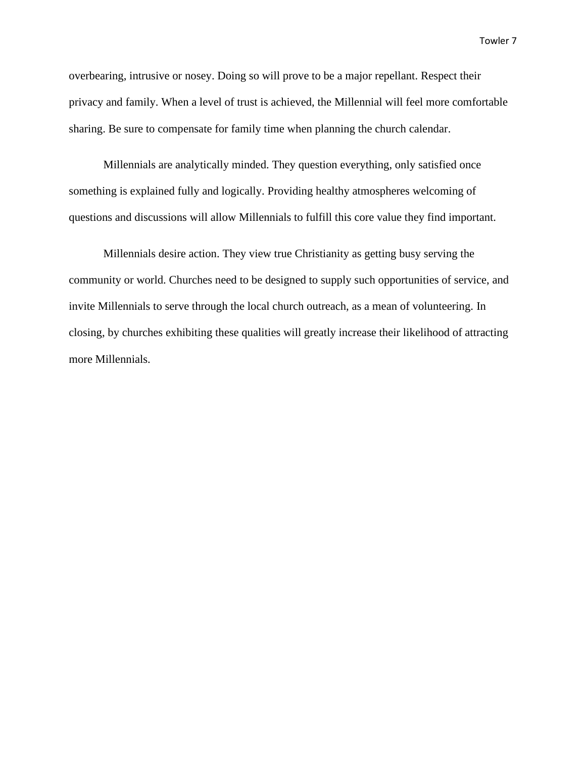overbearing, intrusive or nosey. Doing so will prove to be a major repellant. Respect their privacy and family. When a level of trust is achieved, the Millennial will feel more comfortable sharing. Be sure to compensate for family time when planning the church calendar.

Millennials are analytically minded. They question everything, only satisfied once something is explained fully and logically. Providing healthy atmospheres welcoming of questions and discussions will allow Millennials to fulfill this core value they find important.

Millennials desire action. They view true Christianity as getting busy serving the community or world. Churches need to be designed to supply such opportunities of service, and invite Millennials to serve through the local church outreach, as a mean of volunteering. In closing, by churches exhibiting these qualities will greatly increase their likelihood of attracting more Millennials.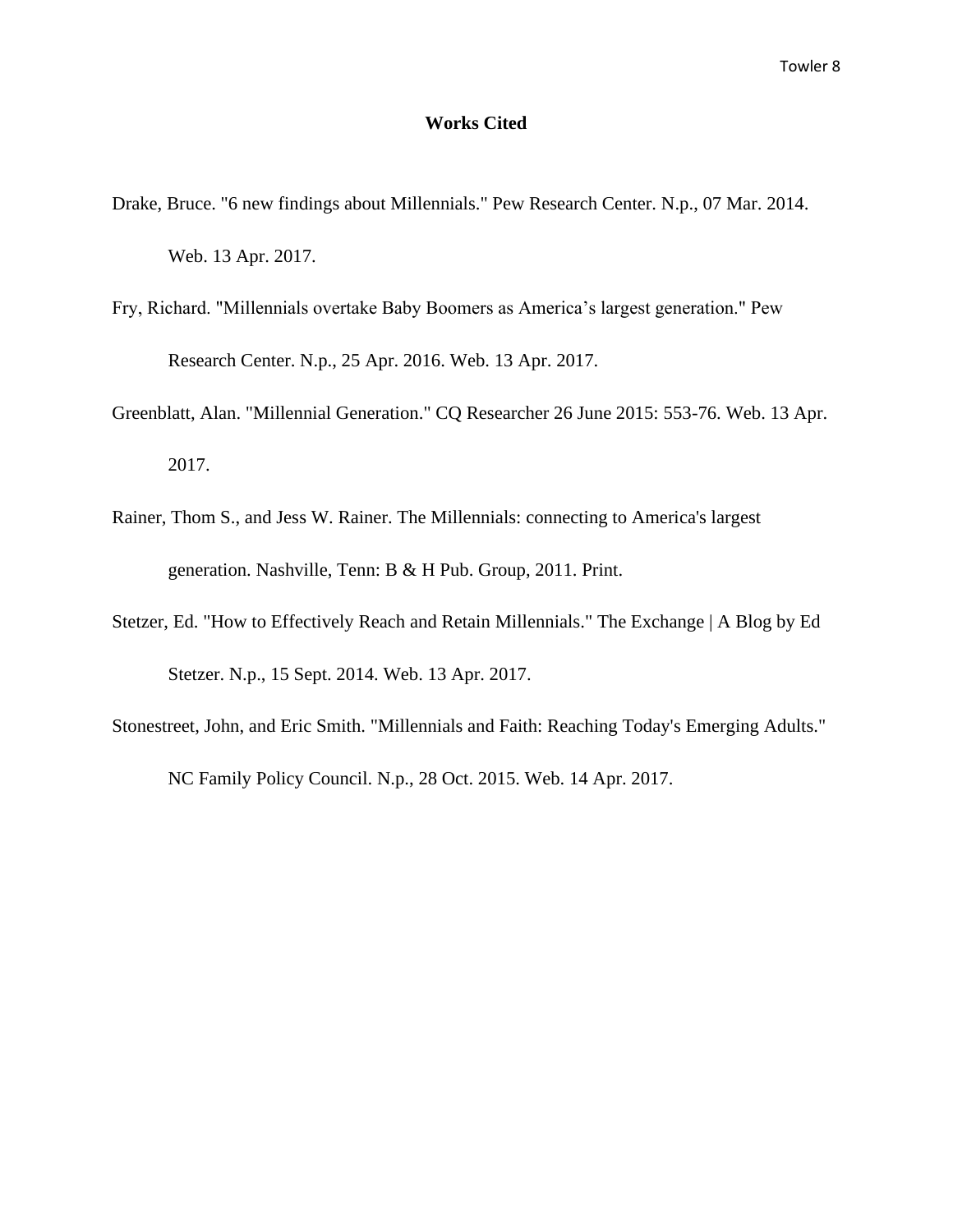# Works Cited

Drake, Bruce. "6 new findings about Millennials." Pew Research Center. N.p., 07 Mar. 2014. Web. 13 Apr. 2017.

Fry, Richard. "Millennials overtake Baby Boomers as America's largest generation." Pew Research Center. N.p., 25 Apr. 2016. Web. 13 Apr. 2017.

Greenblatt, Alan. "Millennial Generation." CQ Researcher 26 June 2015: 553-76. Web. 13 Apr. 2017.

Rainer, Thom S., and Jess W. Rainer. The Millennials: connecting to America's largest generation. Nashville, Tenn: B & H Pub. Group, 2011. Print.

Stetzer, Ed. "How to Effectively Reach and Retain Millennials." The Exchange | A Blog by Ed Stetzer. N.p., 15 Sept. 2014. Web. 13 Apr. 2017.

Stonestreet, John, and Eric Smith. "Millennials and Faith: Reaching Today's Emerging Adults." NC Family Policy Council. N.p., 28 Oct. 2015. Web. 14 Apr. 2017.